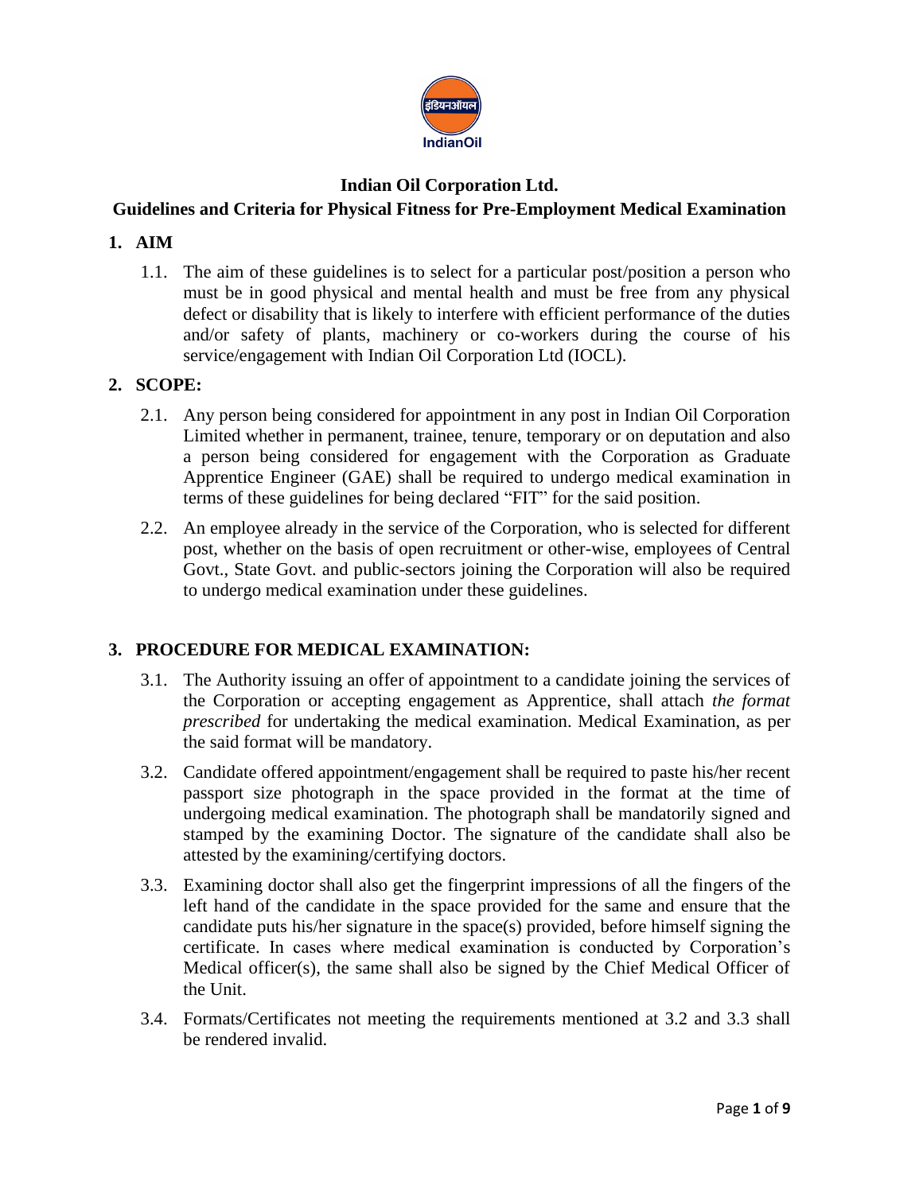**Indian Oil Corporation Ltd.**

**Guidelines and Criteria for Physical Fitness for Pre-Employment Medical Examination**

## 1. AIM

1.1. The aim of these guidelines is to select for a particular post/position a person who must be in good physical and mental health and must be free from any physical defect or disability that is likely to interfere with efficient performance of the duties and/or safety of plants, machinery or co-workers during the course of his service/engagement with Indian Oil Corporation Ltd (IOCL).

## 2. SCOPE:

2.1. Any person being considered for appointment in any post in Indian Oil Corporation Limited whether in permanent, trainee, tenure, temporary or on deputation and also a person being considered for engagement with the Corporation as Graduate Apprentice Engineer (GAE) shall be required to undergo medical examination in terms of these guidelines for being declared "FIT" for the said position.

2.2. An employee already in the service of the Corporation, who is selected for different post, whether on the basis of open recruitment or other-wise, employees of Central Govt., State Govt. and public-sectors joining the Corporation will also be required to undergo medical examination under these guidelines.

## 3. PROCEDURE FOR MEDICAL EXAMINATION:

3.1. The Authority issuing an offer of appointment to a candidate joining the services of the Corporation or accepting engagement as Apprentice, shall attach *the format prescribed* for undertaking the medical examination. Medical Examination, as per the said format will be mandatory.

3.2. Candidate offered appointment/engagement shall be required to paste his/her recent passport size photograph in the space provided in the format at the time of undergoing medical examination. The photograph shall be mandatorily signed and stamped by the examining Doctor. The signature of the candidate shall also be attested by the examining/certifying doctors.

3.3. Examining doctor shall also get the fingerprint impressions of all the fingers of the left hand of the candidate in the space provided for the same and ensure that the candidate puts his/her signature in the space(s) provided, before himself signing the certificate. In cases where medical examination is conducted by Corporation's Medical officer(s), the same shall also be signed by the Chief Medical Officer of the Unit.

3.4. Formats/Certificates not meeting the requirements mentioned at 3.2 and 3.3 shall be rendered invalid.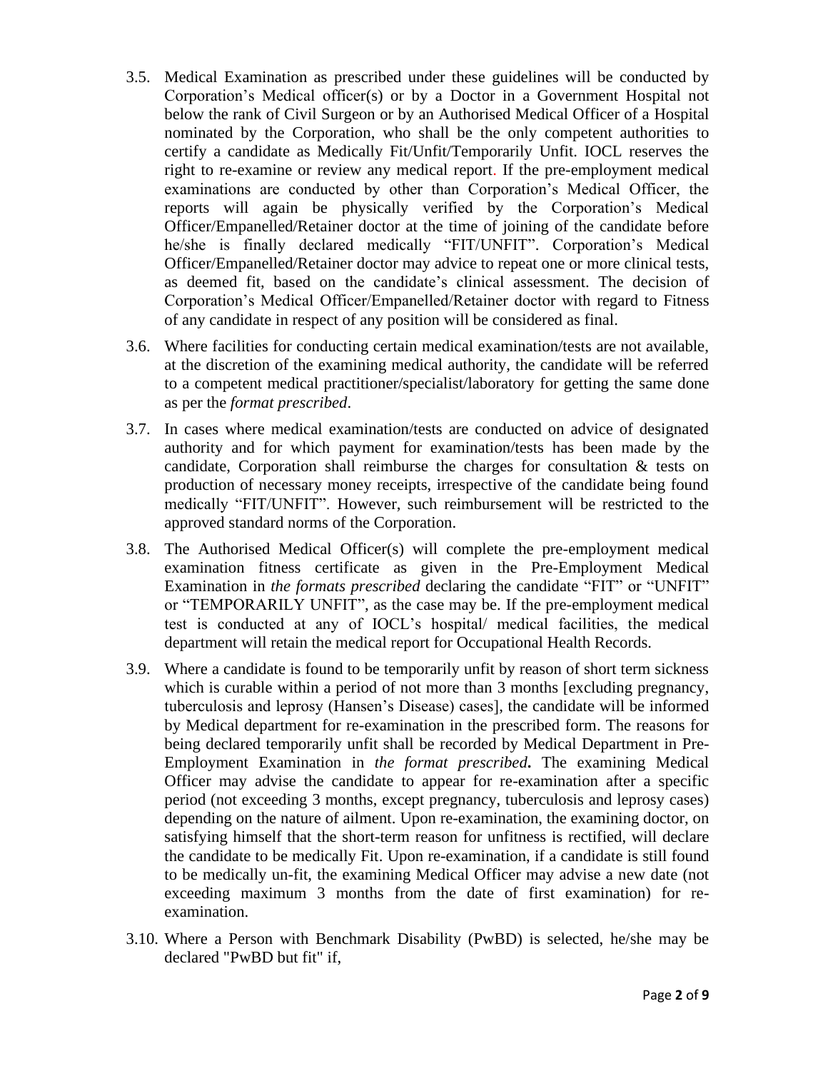3.5. Medical Examination as prescribed under these guidelines will be conducted by Corporation's Medical officer(s) or by a Doctor in a Government Hospital not below the rank of Civil Surgeon or by an Authorised Medical Officer of a Hospital nominated by the Corporation, who shall be the only competent authorities to certify a candidate as Medically Fit/Unfit/Temporarily Unfit. IOCL reserves the right to re-examine or review any medical report. If the pre-employment medical examinations are conducted by other than Corporation's Medical Officer, the reports will again be physically verified by the Corporation's Medical Officer/Empanelled/Retainer doctor at the time of joining of the candidate before he/she is finally declared medically "FIT/UNFIT". Corporation's Medical Officer/Empanelled/Retainer doctor may advice to repeat one or more clinical tests, as deemed fit, based on the candidate's clinical assessment. The decision of Corporation's Medical Officer/Empanelled/Retainer doctor with regard to Fitness of any candidate in respect of any position will be considered as final.

3.6. Where facilities for conducting certain medical examination/tests are not available, at the discretion of the examining medical authority, the candidate will be referred to a competent medical practitioner/specialist/laboratory for getting the same done as per the *format prescribed*.

3.7. In cases where medical examination/tests are conducted on advice of designated authority and for which payment for examination/tests has been made by the candidate, Corporation shall reimburse the charges for consultation & tests on production of necessary money receipts, irrespective of the candidate being found medically "FIT/UNFIT". However, such reimbursement will be restricted to the approved standard norms of the Corporation.

3.8. The Authorised Medical Officer(s) will complete the pre-employment medical examination fitness certificate as given in the Pre-Employment Medical Examination in *the formats prescribed* declaring the candidate "FIT" or "UNFIT" or "TEMPORARILY UNFIT", as the case may be. If the pre-employment medical test is conducted at any of IOCL's hospital/ medical facilities, the medical department will retain the medical report for Occupational Health Records.

3.9. Where a candidate is found to be temporarily unfit by reason of short term sickness which is curable within a period of not more than 3 months [excluding pregnancy, tuberculosis and leprosy (Hansen's Disease) cases], the candidate will be informed by Medical department for re-examination in the prescribed form. The reasons for being declared temporarily unfit shall be recorded by Medical Department in Pre-Employment Examination in ***the format prescribed*.** The examining Medical Officer may advise the candidate to appear for re-examination after a specific period (not exceeding 3 months, except pregnancy, tuberculosis and leprosy cases) depending on the nature of ailment. Upon re-examination, the examining doctor, on satisfying himself that the short-term reason for unfitness is rectified, will declare the candidate to be medically Fit. Upon re-examination, if a candidate is still found to be medically un-fit, the examining Medical Officer may advise a new date (not exceeding maximum 3 months from the date of first examination) for re-examination.

3.10. Where a Person with Benchmark Disability (PwBD) is selected, he/she may be declared "PwBD but fit" if,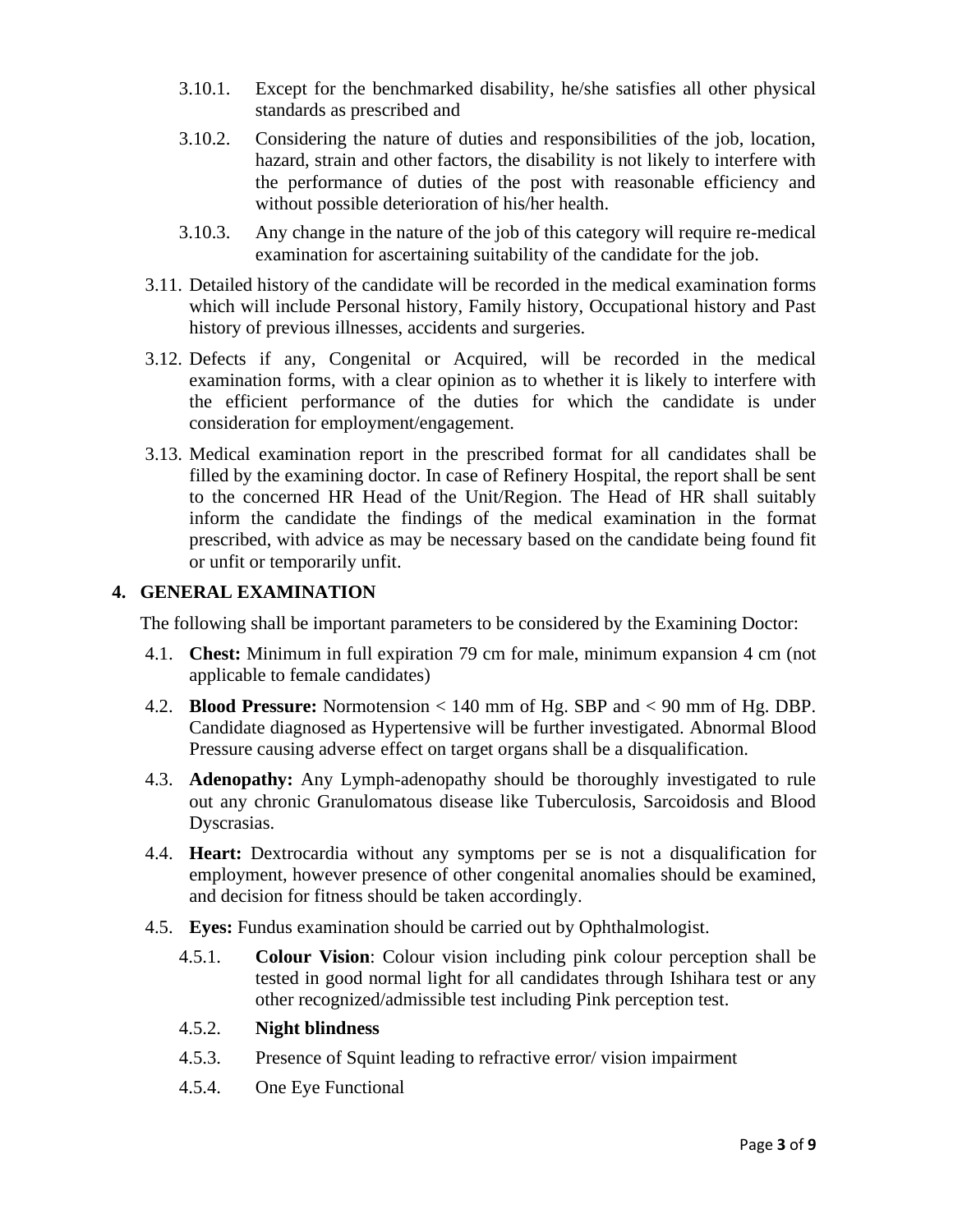3.10.1. Except for the benchmarked disability, he/she satisfies all other physical standards as prescribed and

3.10.2. Considering the nature of duties and responsibilities of the job, location, hazard, strain and other factors, the disability is not likely to interfere with the performance of duties of the post with reasonable efficiency and without possible deterioration of his/her health.

3.10.3. Any change in the nature of the job of this category will require re-medical examination for ascertaining suitability of the candidate for the job.

3.11. Detailed history of the candidate will be recorded in the medical examination forms which will include Personal history, Family history, Occupational history and Past history of previous illnesses, accidents and surgeries.

3.12. Defects if any, Congenital or Acquired, will be recorded in the medical examination forms, with a clear opinion as to whether it is likely to interfere with the efficient performance of the duties for which the candidate is under consideration for employment/engagement.

3.13. Medical examination report in the prescribed format for all candidates shall be filled by the examining doctor. In case of Refinery Hospital, the report shall be sent to the concerned HR Head of the Unit/Region. The Head of HR shall suitably inform the candidate the findings of the medical examination in the format prescribed, with advice as may be necessary based on the candidate being found fit or unfit or temporarily unfit.

## 4. GENERAL EXAMINATION

The following shall be important parameters to be considered by the Examining Doctor:

4.1. **Chest:** Minimum in full expiration 79 cm for male, minimum expansion 4 cm (not applicable to female candidates)

4.2. **Blood Pressure:** Normotension < 140 mm of Hg. SBP and < 90 mm of Hg. DBP. Candidate diagnosed as Hypertensive will be further investigated. Abnormal Blood Pressure causing adverse effect on target organs shall be a disqualification.

4.3. **Adenopathy:** Any Lymph-adenopathy should be thoroughly investigated to rule out any chronic Granulomatous disease like Tuberculosis, Sarcoidosis and Blood Dyscrasias.

4.4. **Heart:** Dextrocardia without any symptoms per se is not a disqualification for employment, however presence of other congenital anomalies should be examined, and decision for fitness should be taken accordingly.

4.5. **Eyes:** Fundus examination should be carried out by Ophthalmologist.

4.5.1. **Colour Vision**: Colour vision including pink colour perception shall be tested in good normal light for all candidates through Ishihara test or any other recognized/admissible test including Pink perception test.

4.5.2. **Night blindness**

4.5.3. Presence of Squint leading to refractive error/ vision impairment

4.5.4. One Eye Functional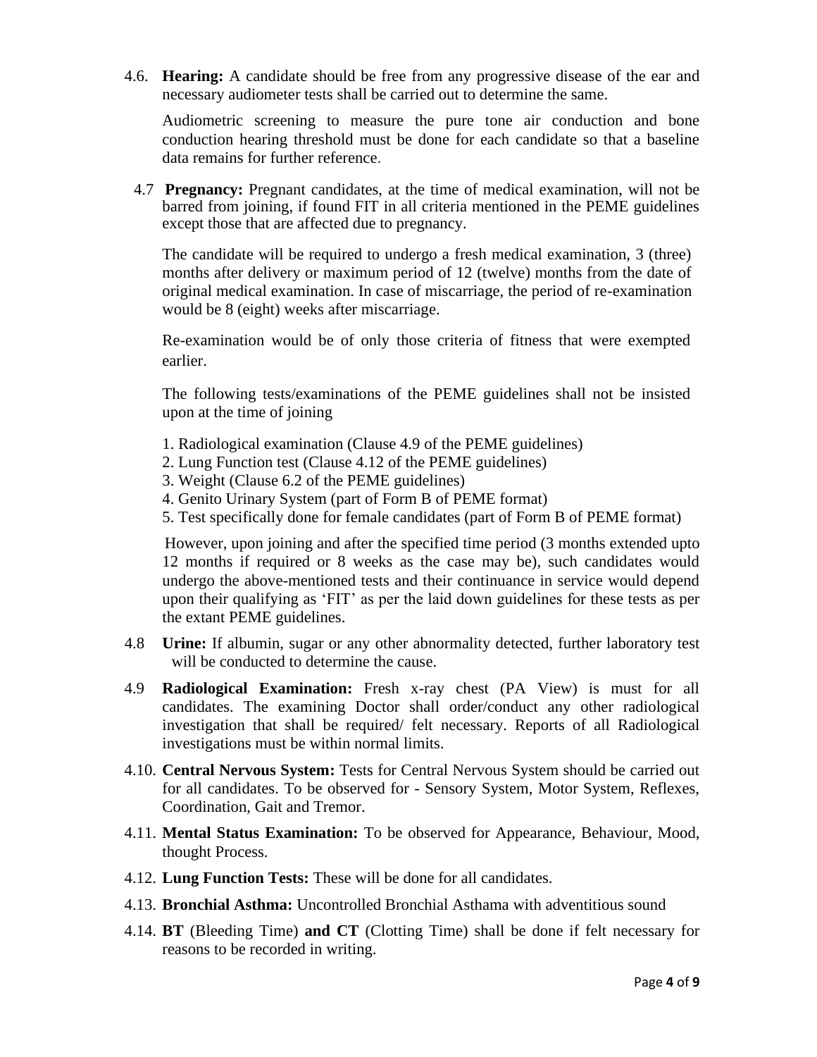4.6. **Hearing:** A candidate should be free from any progressive disease of the ear and necessary audiometer tests shall be carried out to determine the same.

Audiometric screening to measure the pure tone air conduction and bone conduction hearing threshold must be done for each candidate so that a baseline data remains for further reference.

4.7 **Pregnancy:** Pregnant candidates, at the time of medical examination, will not be barred from joining, if found FIT in all criteria mentioned in the PEME guidelines except those that are affected due to pregnancy.

The candidate will be required to undergo a fresh medical examination, 3 (three) months after delivery or maximum period of 12 (twelve) months from the date of original medical examination. In case of miscarriage, the period of re-examination would be 8 (eight) weeks after miscarriage.

Re-examination would be of only those criteria of fitness that were exempted earlier.

The following tests/examinations of the PEME guidelines shall not be insisted upon at the time of joining

1. Radiological examination (Clause 4.9 of the PEME guidelines)
2. Lung Function test (Clause 4.12 of the PEME guidelines)
3. Weight (Clause 6.2 of the PEME guidelines)
4. Genito Urinary System (part of Form B of PEME format)
5. Test specifically done for female candidates (part of Form B of PEME format)

However, upon joining and after the specified time period (3 months extended upto 12 months if required or 8 weeks as the case may be), such candidates would undergo the above-mentioned tests and their continuance in service would depend upon their qualifying as 'FIT' as per the laid down guidelines for these tests as per the extant PEME guidelines.

4.8 **Urine:** If albumin, sugar or any other abnormality detected, further laboratory test will be conducted to determine the cause.

4.9 **Radiological Examination:** Fresh x-ray chest (PA View) is must for all candidates. The examining Doctor shall order/conduct any other radiological investigation that shall be required/ felt necessary. Reports of all Radiological investigations must be within normal limits.

4.10. **Central Nervous System:** Tests for Central Nervous System should be carried out for all candidates. To be observed for - Sensory System, Motor System, Reflexes, Coordination, Gait and Tremor.

4.11. **Mental Status Examination:** To be observed for Appearance, Behaviour, Mood, thought Process.

4.12. **Lung Function Tests:** These will be done for all candidates.

4.13. **Bronchial Asthma:** Uncontrolled Bronchial Asthama with adventitious sound

4.14. **BT** (Bleeding Time) **and CT** (Clotting Time) shall be done if felt necessary for reasons to be recorded in writing.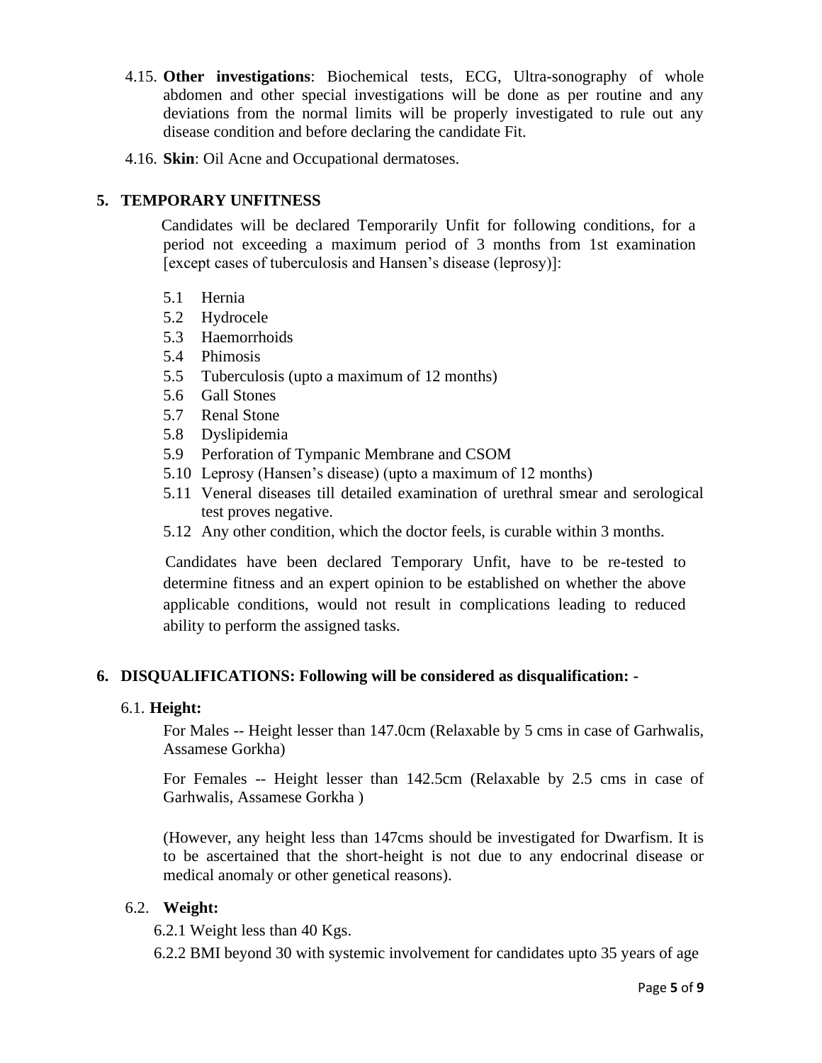4.15. **Other investigations**: Biochemical tests, ECG, Ultra-sonography of whole abdomen and other special investigations will be done as per routine and any deviations from the normal limits will be properly investigated to rule out any disease condition and before declaring the candidate Fit.

4.16. **Skin**: Oil Acne and Occupational dermatoses.

## 5. TEMPORARY UNFITNESS

Candidates will be declared Temporarily Unfit for following conditions, for a period not exceeding a maximum period of 3 months from 1st examination [except cases of tuberculosis and Hansen's disease (leprosy)]:

- 5.1 Hernia
- 5.2 Hydrocele
- 5.3 Haemorrhoids
- 5.4 Phimosis
- 5.5 Tuberculosis (upto a maximum of 12 months)
- 5.6 Gall Stones
- 5.7 Renal Stone
- 5.8 Dyslipidemia
- 5.9 Perforation of Tympanic Membrane and CSOM
- 5.10 Leprosy (Hansen's disease) (upto a maximum of 12 months)
- 5.11 Veneral diseases till detailed examination of urethral smear and serological test proves negative.
- 5.12 Any other condition, which the doctor feels, is curable within 3 months.

Candidates have been declared Temporary Unfit, have to be re-tested to determine fitness and an expert opinion to be established on whether the above applicable conditions, would not result in complications leading to reduced ability to perform the assigned tasks.

## 6. DISQUALIFICATIONS: Following will be considered as disqualification: -

6.1. **Height:**

For Males -- Height lesser than 147.0cm (Relaxable by 5 cms in case of Garhwalis, Assamese Gorkha)

For Females -- Height lesser than 142.5cm (Relaxable by 2.5 cms in case of Garhwalis, Assamese Gorkha )

(However, any height less than 147cms should be investigated for Dwarfism. It is to be ascertained that the short-height is not due to any endocrinal disease or medical anomaly or other genetical reasons).

6.2. **Weight:**

6.2.1 Weight less than 40 Kgs.

6.2.2 BMI beyond 30 with systemic involvement for candidates upto 35 years of age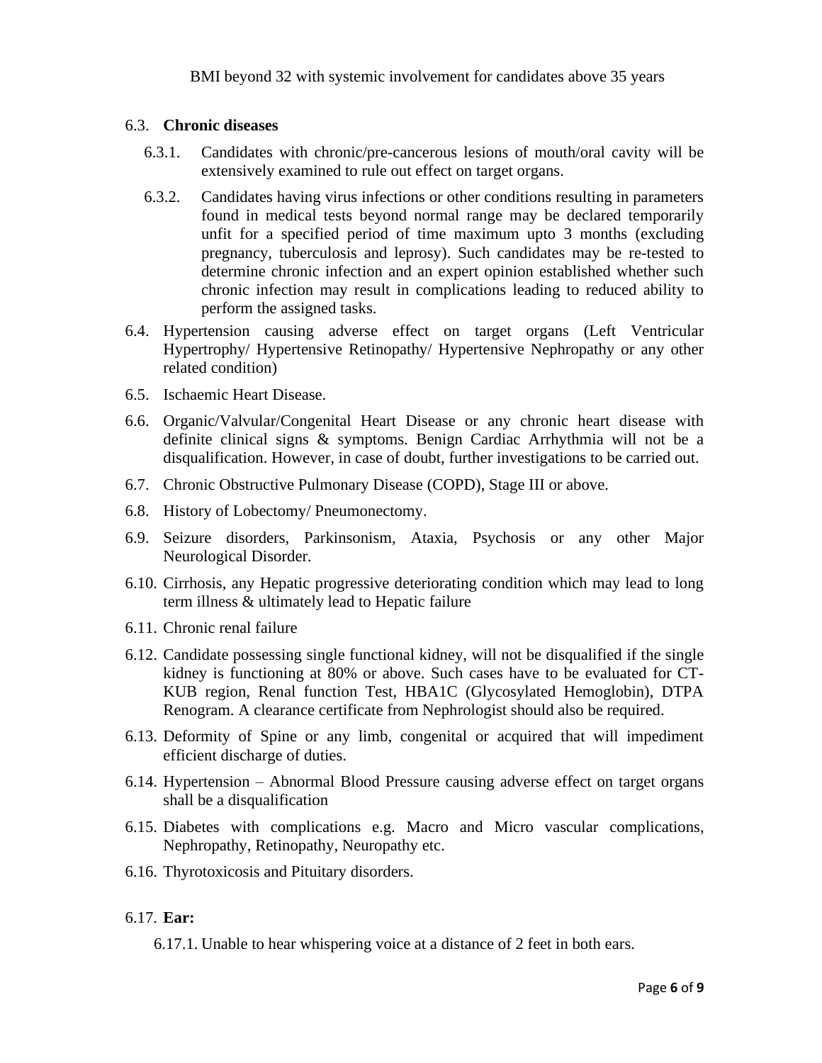BMI beyond 32 with systemic involvement for candidates above 35 years

6.3. **Chronic diseases**

- 6.3.1. Candidates with chronic/pre-cancerous lesions of mouth/oral cavity will be extensively examined to rule out effect on target organs.
- 6.3.2. Candidates having virus infections or other conditions resulting in parameters found in medical tests beyond normal range may be declared temporarily unfit for a specified period of time maximum upto 3 months (excluding pregnancy, tuberculosis and leprosy). Such candidates may be re-tested to determine chronic infection and an expert opinion established whether such chronic infection may result in complications leading to reduced ability to perform the assigned tasks.

6.4. Hypertension causing adverse effect on target organs (Left Ventricular Hypertrophy/ Hypertensive Retinopathy/ Hypertensive Nephropathy or any other related condition)

6.5. Ischaemic Heart Disease.

6.6. Organic/Valvular/Congenital Heart Disease or any chronic heart disease with definite clinical signs & symptoms. Benign Cardiac Arrhythmia will not be a disqualification. However, in case of doubt, further investigations to be carried out.

6.7. Chronic Obstructive Pulmonary Disease (COPD), Stage III or above.

6.8. History of Lobectomy/ Pneumonectomy.

6.9. Seizure disorders, Parkinsonism, Ataxia, Psychosis or any other Major Neurological Disorder.

6.10. Cirrhosis, any Hepatic progressive deteriorating condition which may lead to long term illness & ultimately lead to Hepatic failure

6.11. Chronic renal failure

6.12. Candidate possessing single functional kidney, will not be disqualified if the single kidney is functioning at 80% or above. Such cases have to be evaluated for CT-KUB region, Renal function Test, HBA1C (Glycosylated Hemoglobin), DTPA Renogram. A clearance certificate from Nephrologist should also be required.

6.13. Deformity of Spine or any limb, congenital or acquired that will impediment efficient discharge of duties.

6.14. Hypertension – Abnormal Blood Pressure causing adverse effect on target organs shall be a disqualification

6.15. Diabetes with complications e.g. Macro and Micro vascular complications, Nephropathy, Retinopathy, Neuropathy etc.

6.16. Thyrotoxicosis and Pituitary disorders.

6.17. **Ear:**

- 6.17.1. Unable to hear whispering voice at a distance of 2 feet in both ears.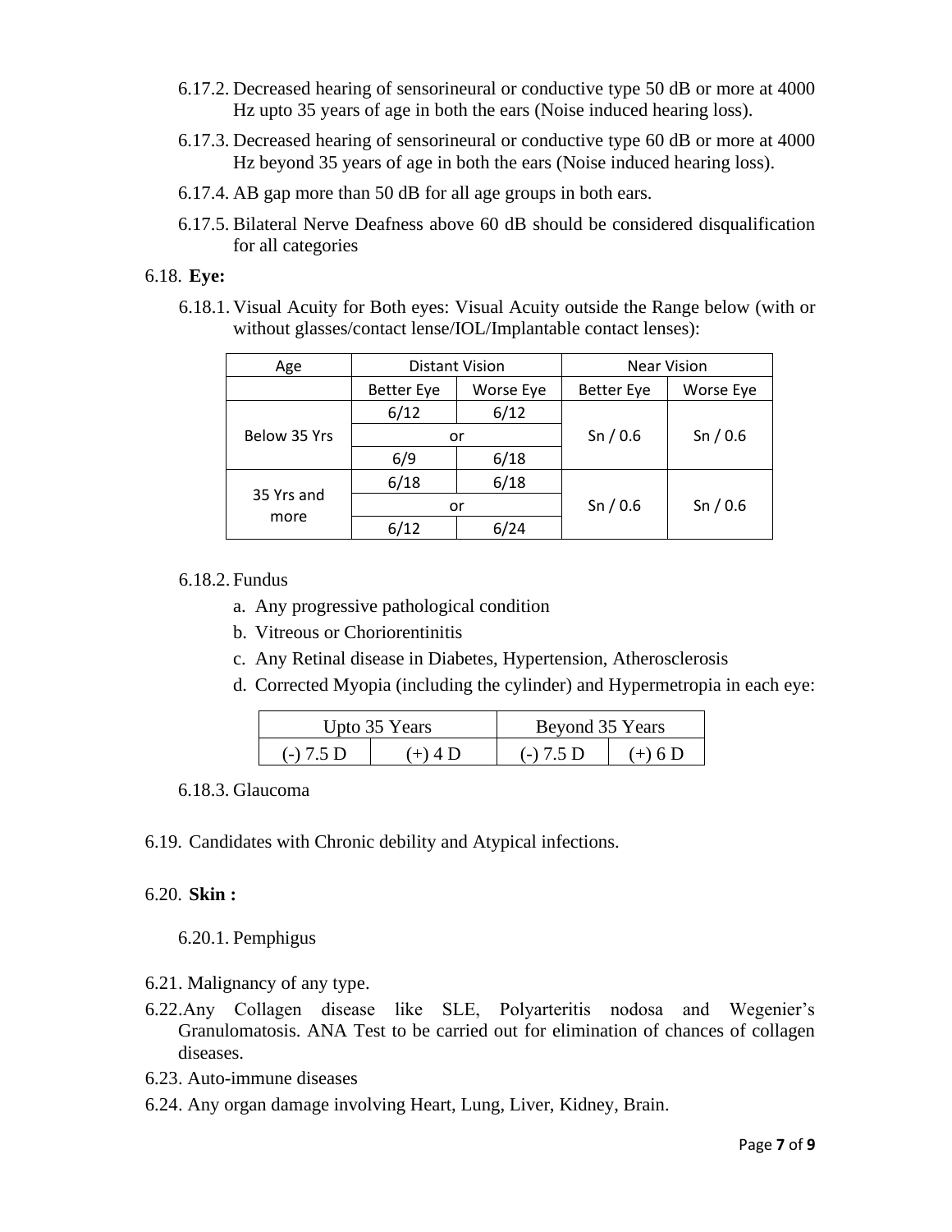6.17.2. Decreased hearing of sensorineural or conductive type 50 dB or more at 4000 Hz upto 35 years of age in both the ears (Noise induced hearing loss).

6.17.3. Decreased hearing of sensorineural or conductive type 60 dB or more at 4000 Hz beyond 35 years of age in both the ears (Noise induced hearing loss).

6.17.4. AB gap more than 50 dB for all age groups in both ears.

6.17.5. Bilateral Nerve Deafness above 60 dB should be considered disqualification for all categories

6.18. **Eye:**

6.18.1. Visual Acuity for Both eyes: Visual Acuity outside the Range below (with or without glasses/contact lense/IOL/Implantable contact lenses):

| Age | Distant Vision | | Near Vision | |
|---|---|---|---|---|
| | Better Eye | Worse Eye | Better Eye | Worse Eye |
| Below 35 Yrs | 6/12 | 6/12 | Sn / 0.6 | Sn / 0.6 |
| | or | | | |
| | 6/9 | 6/18 | | |
| 35 Yrs and more | 6/18 | 6/18 | Sn / 0.6 | Sn / 0.6 |
| | or | | | |
| | 6/12 | 6/24 | | |

6.18.2. Fundus

a. Any progressive pathological condition
b. Vitreous or Choriorentinitis
c. Any Retinal disease in Diabetes, Hypertension, Atherosclerosis
d. Corrected Myopia (including the cylinder) and Hypermetropia in each eye:

| Upto 35 Years | | Beyond 35 Years | |
|---|---|---|---|
| (-) 7.5 D | (+) 4 D | (-) 7.5 D | (+) 6 D |

6.18.3. Glaucoma

6.19. Candidates with Chronic debility and Atypical infections.

6.20. **Skin :**

6.20.1. Pemphigus

6.21. Malignancy of any type.

6.22. Any Collagen disease like SLE, Polyarteritis nodosa and Wegenier's Granulomatosis. ANA Test to be carried out for elimination of chances of collagen diseases.

6.23. Auto-immune diseases

6.24. Any organ damage involving Heart, Lung, Liver, Kidney, Brain.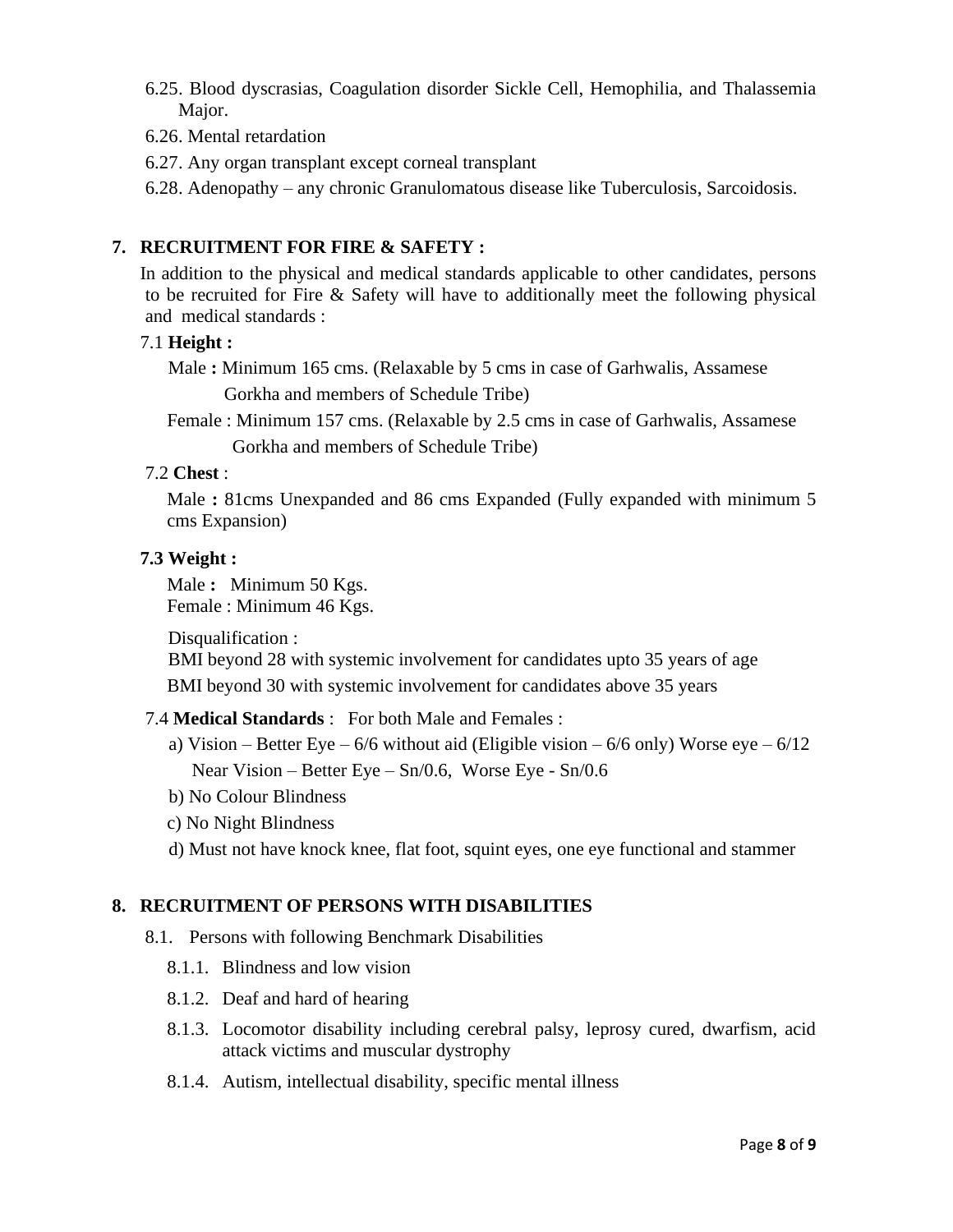6.25. Blood dyscrasias, Coagulation disorder Sickle Cell, Hemophilia, and Thalassemia Major.

6.26. Mental retardation

6.27. Any organ transplant except corneal transplant

6.28. Adenopathy – any chronic Granulomatous disease like Tuberculosis, Sarcoidosis.

## 7. RECRUITMENT FOR FIRE & SAFETY :

In addition to the physical and medical standards applicable to other candidates, persons to be recruited for Fire & Safety will have to additionally meet the following physical and medical standards :

7.1 **Height :**

Male **:** Minimum 165 cms. (Relaxable by 5 cms in case of Garhwalis, Assamese Gorkha and members of Schedule Tribe)

Female : Minimum 157 cms. (Relaxable by 2.5 cms in case of Garhwalis, Assamese Gorkha and members of Schedule Tribe)

7.2 **Chest** :

Male **:** 81cms Unexpanded and 86 cms Expanded (Fully expanded with minimum 5 cms Expansion)

**7.3 Weight :**

Male **:** Minimum 50 Kgs.
Female : Minimum 46 Kgs.

Disqualification :
BMI beyond 28 with systemic involvement for candidates upto 35 years of age
BMI beyond 30 with systemic involvement for candidates above 35 years

7.4 **Medical Standards** : For both Male and Females :

a) Vision – Better Eye – 6/6 without aid (Eligible vision – 6/6 only) Worse eye – 6/12
Near Vision – Better Eye – Sn/0.6, Worse Eye - Sn/0.6

b) No Colour Blindness

c) No Night Blindness

d) Must not have knock knee, flat foot, squint eyes, one eye functional and stammer

## 8. RECRUITMENT OF PERSONS WITH DISABILITIES

8.1. Persons with following Benchmark Disabilities

8.1.1. Blindness and low vision

8.1.2. Deaf and hard of hearing

8.1.3. Locomotor disability including cerebral palsy, leprosy cured, dwarfism, acid attack victims and muscular dystrophy

8.1.4. Autism, intellectual disability, specific mental illness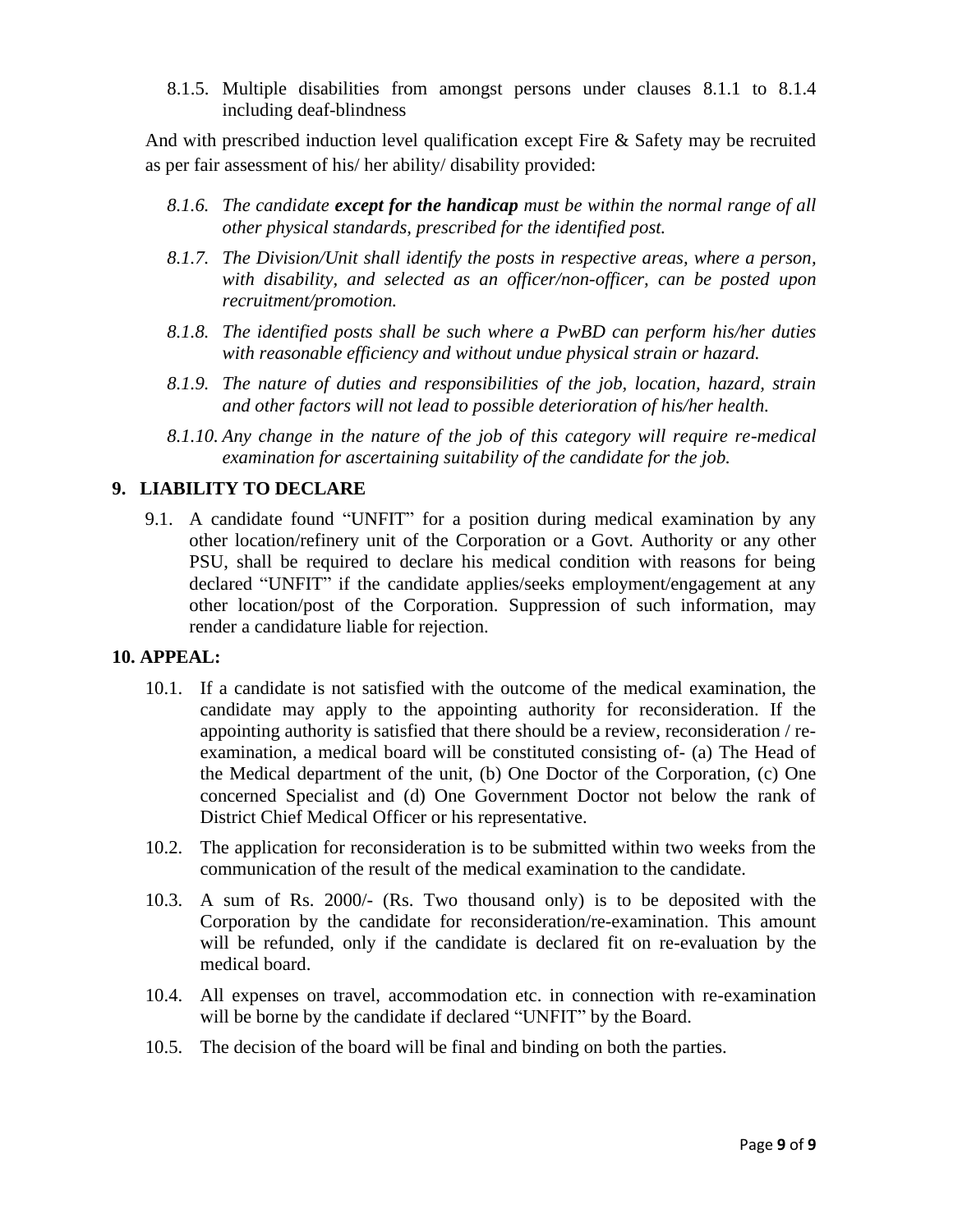8.1.5. Multiple disabilities from amongst persons under clauses 8.1.1 to 8.1.4 including deaf-blindness

And with prescribed induction level qualification except Fire & Safety may be recruited as per fair assessment of his/ her ability/ disability provided:

*8.1.6. The candidate **except for the handicap** must be within the normal range of all other physical standards, prescribed for the identified post.*

*8.1.7. The Division/Unit shall identify the posts in respective areas, where a person, with disability, and selected as an officer/non-officer, can be posted upon recruitment/promotion.*

*8.1.8. The identified posts shall be such where a PwBD can perform his/her duties with reasonable efficiency and without undue physical strain or hazard.*

*8.1.9. The nature of duties and responsibilities of the job, location, hazard, strain and other factors will not lead to possible deterioration of his/her health.*

*8.1.10. Any change in the nature of the job of this category will require re-medical examination for ascertaining suitability of the candidate for the job.*

## 9. LIABILITY TO DECLARE

9.1. A candidate found "UNFIT" for a position during medical examination by any other location/refinery unit of the Corporation or a Govt. Authority or any other PSU, shall be required to declare his medical condition with reasons for being declared "UNFIT" if the candidate applies/seeks employment/engagement at any other location/post of the Corporation. Suppression of such information, may render a candidature liable for rejection.

## 10. APPEAL:

10.1. If a candidate is not satisfied with the outcome of the medical examination, the candidate may apply to the appointing authority for reconsideration. If the appointing authority is satisfied that there should be a review, reconsideration / re-examination, a medical board will be constituted consisting of- (a) The Head of the Medical department of the unit, (b) One Doctor of the Corporation, (c) One concerned Specialist and (d) One Government Doctor not below the rank of District Chief Medical Officer or his representative.

10.2. The application for reconsideration is to be submitted within two weeks from the communication of the result of the medical examination to the candidate.

10.3. A sum of Rs. 2000/- (Rs. Two thousand only) is to be deposited with the Corporation by the candidate for reconsideration/re-examination. This amount will be refunded, only if the candidate is declared fit on re-evaluation by the medical board.

10.4. All expenses on travel, accommodation etc. in connection with re-examination will be borne by the candidate if declared "UNFIT" by the Board.

10.5. The decision of the board will be final and binding on both the parties.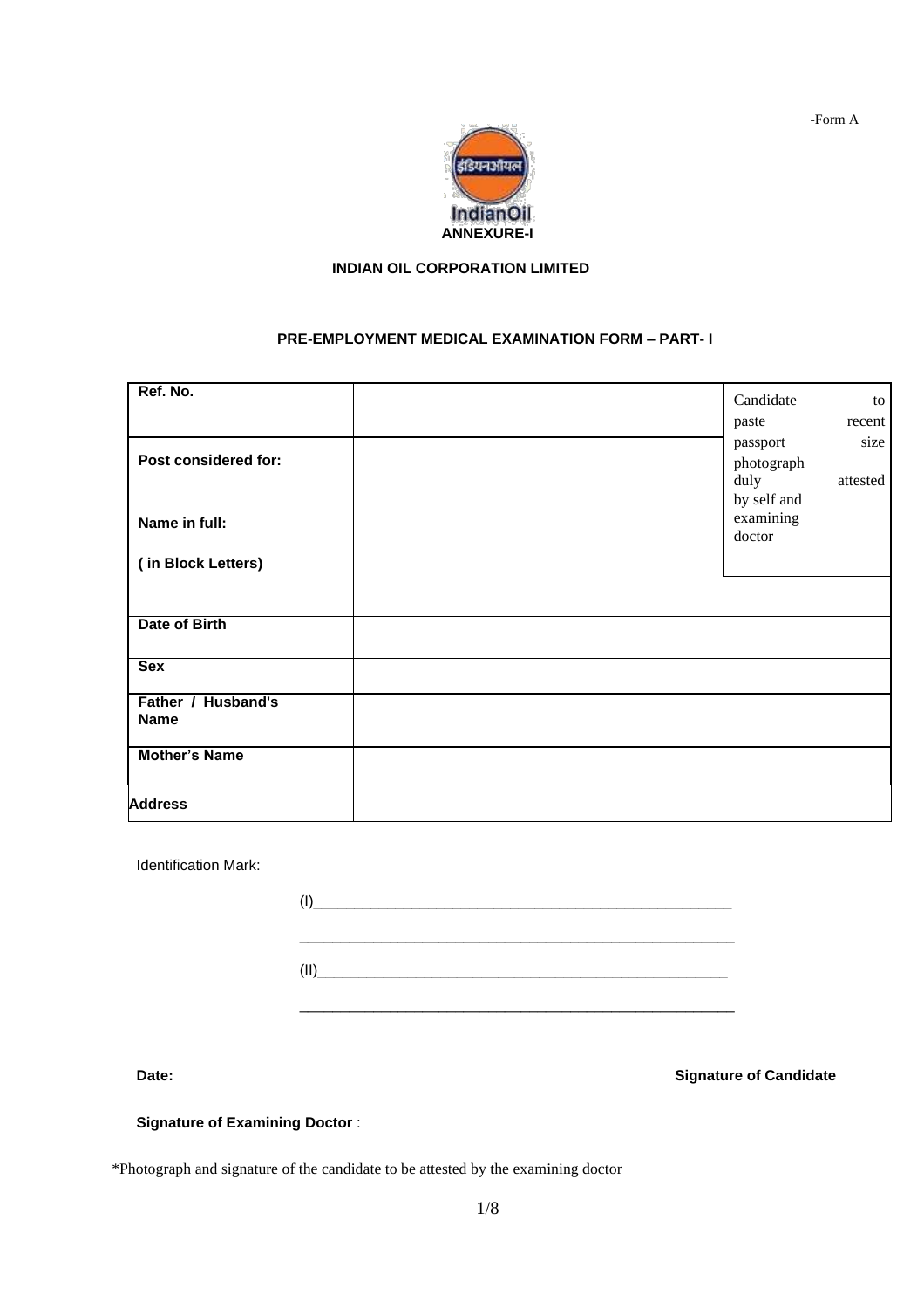-Form A

IndianOil

ANNEXURE-I

**INDIAN OIL CORPORATION LIMITED**

**PRE-EMPLOYMENT MEDICAL EXAMINATION FORM – PART- I**

| | | |
|---|---|---|
| **Ref. No.** | | Candidate to paste recent passport size photograph duly attested by self and examining doctor |
| **Post considered for:** | | |
| **Name in full:**<br><br>**( in Block Letters)** | | |
| **Date of Birth** | | |
| **Sex** | | |
| **Father / Husband's Name** | | |
| **Mother's Name** | | |
| **Address** | | |

Identification Mark:

(I)_____________________________________________________

_______________________________________________________

(II)____________________________________________________

_______________________________________________________

**Date:** **Signature of Candidate**

**Signature of Examining Doctor** :

*Photograph and signature of the candidate to be attested by the examining doctor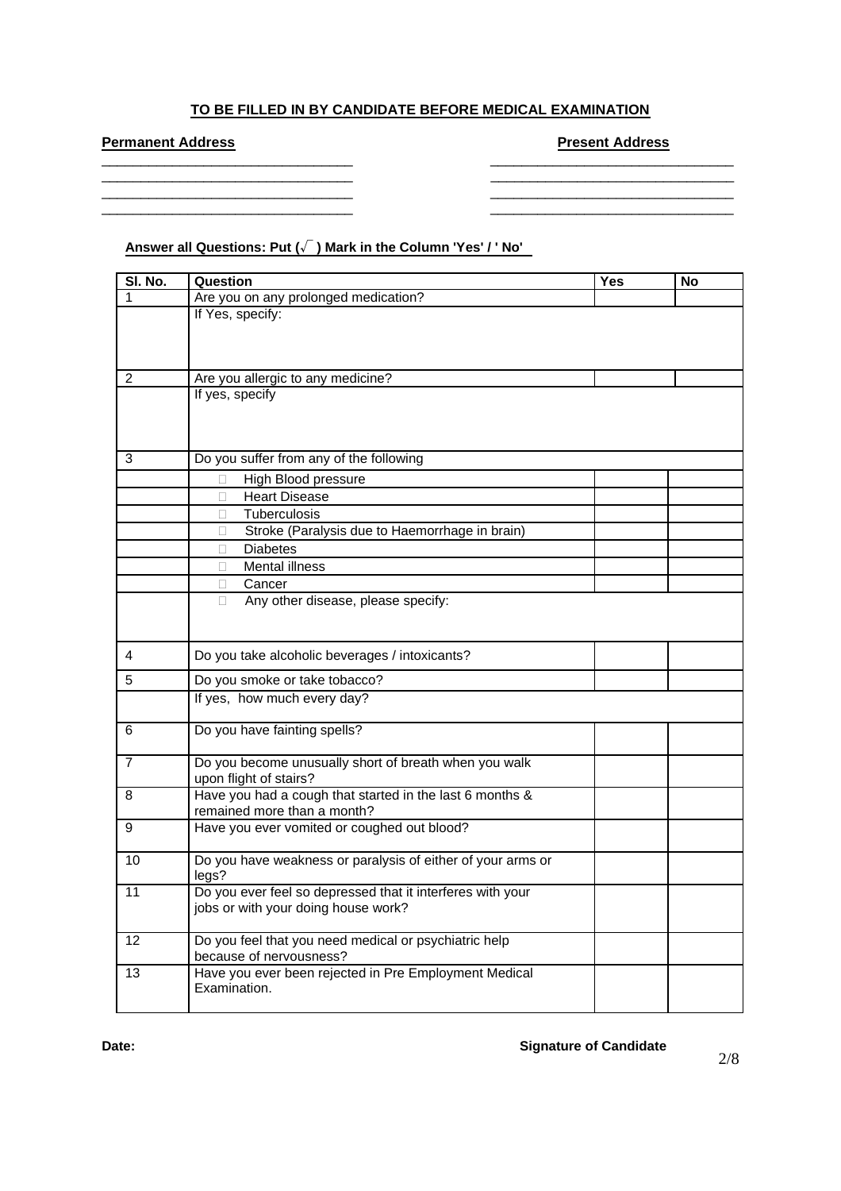**TO BE FILLED IN BY CANDIDATE BEFORE MEDICAL EXAMINATION**

**Permanent Address**

\_\_\_\_\_\_\_\_\_\_\_\_\_\_\_\_\_\_\_\_\_\_\_\_\_\_\_\_\_\_\_\_
\_\_\_\_\_\_\_\_\_\_\_\_\_\_\_\_\_\_\_\_\_\_\_\_\_\_\_\_\_\_\_\_
\_\_\_\_\_\_\_\_\_\_\_\_\_\_\_\_\_\_\_\_\_\_\_\_\_\_\_\_\_\_\_\_
\_\_\_\_\_\_\_\_\_\_\_\_\_\_\_\_\_\_\_\_\_\_\_\_\_\_\_\_\_\_\_\_

**Present Address**

\_\_\_\_\_\_\_\_\_\_\_\_\_\_\_\_\_\_\_\_\_\_\_\_\_\_\_\_\_\_\_\_
\_\_\_\_\_\_\_\_\_\_\_\_\_\_\_\_\_\_\_\_\_\_\_\_\_\_\_\_\_\_\_\_
\_\_\_\_\_\_\_\_\_\_\_\_\_\_\_\_\_\_\_\_\_\_\_\_\_\_\_\_\_\_\_\_
\_\_\_\_\_\_\_\_\_\_\_\_\_\_\_\_\_\_\_\_\_\_\_\_\_\_\_\_\_\_\_\_

**Answer all Questions: Put (√) Mark in the Column 'Yes' / ' No'**

| Sl. No. | Question | Yes | No |
|---|---|---|---|
| 1 | Are you on any prolonged medication? | | |
| | If Yes, specify: | | |
| 2 | Are you allergic to any medicine? | | |
| | If yes, specify | | |
| 3 | Do you suffer from any of the following | | |
| | □ High Blood pressure | | |
| | □ Heart Disease | | |
| | □ Tuberculosis | | |
| | □ Stroke (Paralysis due to Haemorrhage in brain) | | |
| | □ Diabetes | | |
| | □ Mental illness | | |
| | □ Cancer | | |
| | □ Any other disease, please specify: | | |
| 4 | Do you take alcoholic beverages / intoxicants? | | |
| 5 | Do you smoke or take tobacco? | | |
| | If yes, how much every day? | | |
| 6 | Do you have fainting spells? | | |
| 7 | Do you become unusually short of breath when you walk upon flight of stairs? | | |
| 8 | Have you had a cough that started in the last 6 months & remained more than a month? | | |
| 9 | Have you ever vomited or coughed out blood? | | |
| 10 | Do you have weakness or paralysis of either of your arms or legs? | | |
| 11 | Do you ever feel so depressed that it interferes with your jobs or with your doing house work? | | |
| 12 | Do you feel that you need medical or psychiatric help because of nervousness? | | |
| 13 | Have you ever been rejected in Pre Employment Medical Examination. | | |

**Date:**

**Signature of Candidate**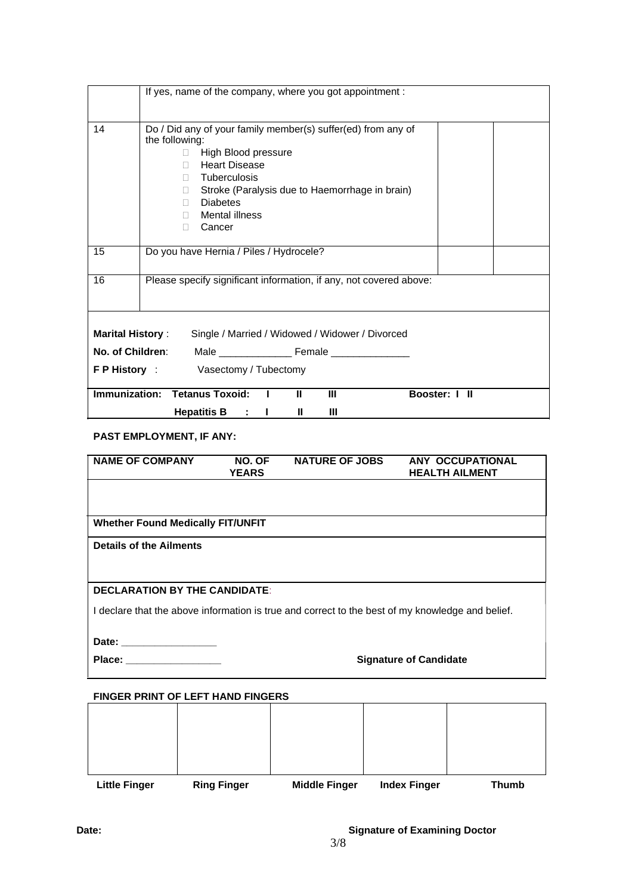| | | | |
|---|---|---|---|
| | If yes, name of the company, where you got appointment : | | |
| 14 | Do / Did any of your family member(s) suffer(ed) from any of the following:<br>☐ High Blood pressure<br>☐ Heart Disease<br>☐ Tuberculosis<br>☐ Stroke (Paralysis due to Haemorrhage in brain)<br>☐ Diabetes<br>☐ Mental illness<br>☐ Cancer | | |
| 15 | Do you have Hernia / Piles / Hydrocele? | | |
| 16 | Please specify significant information, if any, not covered above: | | |

**Marital History** : Single / Married / Widowed / Widower / Divorced

**No. of Children**: Male _____________ Female ______________

**F P History** : Vasectomy / Tubectomy

**Immunization: Tetanus Toxoid: I II III Booster: I II**

**Hepatitis B : I II III**

**PAST EMPLOYMENT, IF ANY:**

| NAME OF COMPANY | NO. OF YEARS | NATURE OF JOBS | ANY OCCUPATIONAL HEALTH AILMENT |
|---|---|---|---|
| | | | |

**Whether Found Medically FIT/UNFIT**

**Details of the Ailments**

**DECLARATION BY THE CANDIDATE**:

I declare that the above information is true and correct to the best of my knowledge and belief.

**Date: _________________**

**Place: _________________** **Signature of Candidate**

**FINGER PRINT OF LEFT HAND FINGERS**

| Little Finger | Ring Finger | Middle Finger | Index Finger | Thumb |
|---|---|---|---|---|
| | | | | |

**Date:** **Signature of Examining Doctor**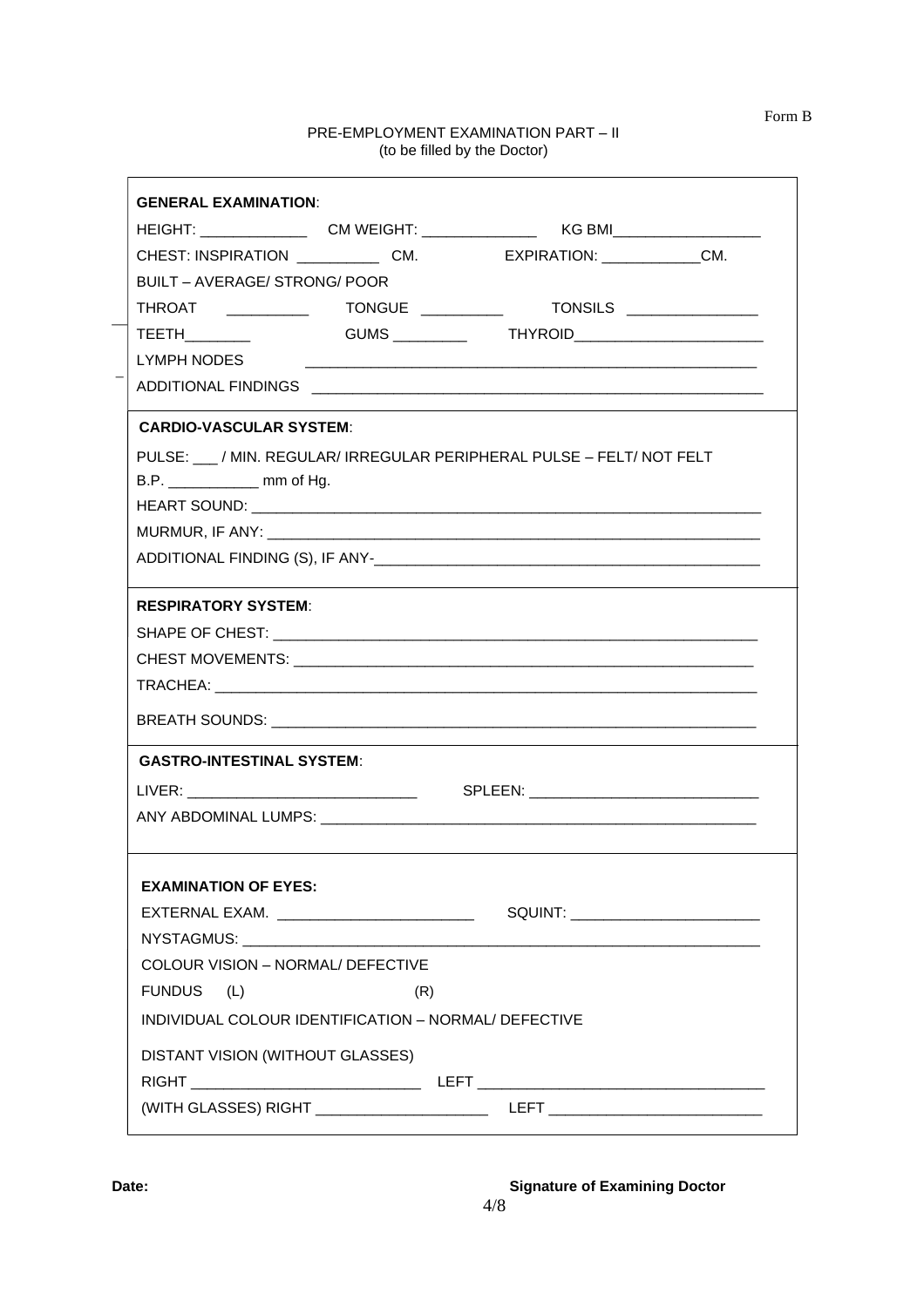Form B

## PRE-EMPLOYMENT EXAMINATION PART – II
(to be filled by the Doctor)

**GENERAL EXAMINATION**:

HEIGHT: _____________ CM WEIGHT: ______________ KG BMI__________________

CHEST: INSPIRATION __________ CM. EXPIRATION: ____________CM.

BUILT – AVERAGE/ STRONG/ POOR

THROAT __________ TONGUE __________ TONSILS ________________

TEETH________ GUMS _________ THYROID________________________

LYMPH NODES ________________________________________________________

ADDITIONAL FINDINGS ________________________________________________________

**CARDIO-VASCULAR SYSTEM**:

PULSE: ___ / MIN. REGULAR/ IRREGULAR PERIPHERAL PULSE – FELT/ NOT FELT

B.P. ___________ mm of Hg.

HEART SOUND: ________________________________________________________________

MURMUR, IF ANY: ______________________________________________________________

ADDITIONAL FINDING (S), IF ANY-________________________________________________

**RESPIRATORY SYSTEM**:

SHAPE OF CHEST: ______________________________________________________________

CHEST MOVEMENTS: ____________________________________________________________

TRACHEA: ____________________________________________________________________

BREATH SOUNDS: ______________________________________________________________

**GASTRO-INTESTINAL SYSTEM**:

LIVER: ____________________________ SPLEEN: ____________________________

ANY ABDOMINAL LUMPS: _________________________________________________________

**EXAMINATION OF EYES:**

EXTERNAL EXAM. ________________________ SQUINT: _______________________

NYSTAGMUS: __________________________________________________________________

COLOUR VISION – NORMAL/ DEFECTIVE

FUNDUS (L) (R)

INDIVIDUAL COLOUR IDENTIFICATION – NORMAL/ DEFECTIVE

DISTANT VISION (WITHOUT GLASSES)

RIGHT ____________________________ LEFT ___________________________________

(WITH GLASSES) RIGHT _____________________ LEFT __________________________

**Date:** **Signature of Examining Doctor**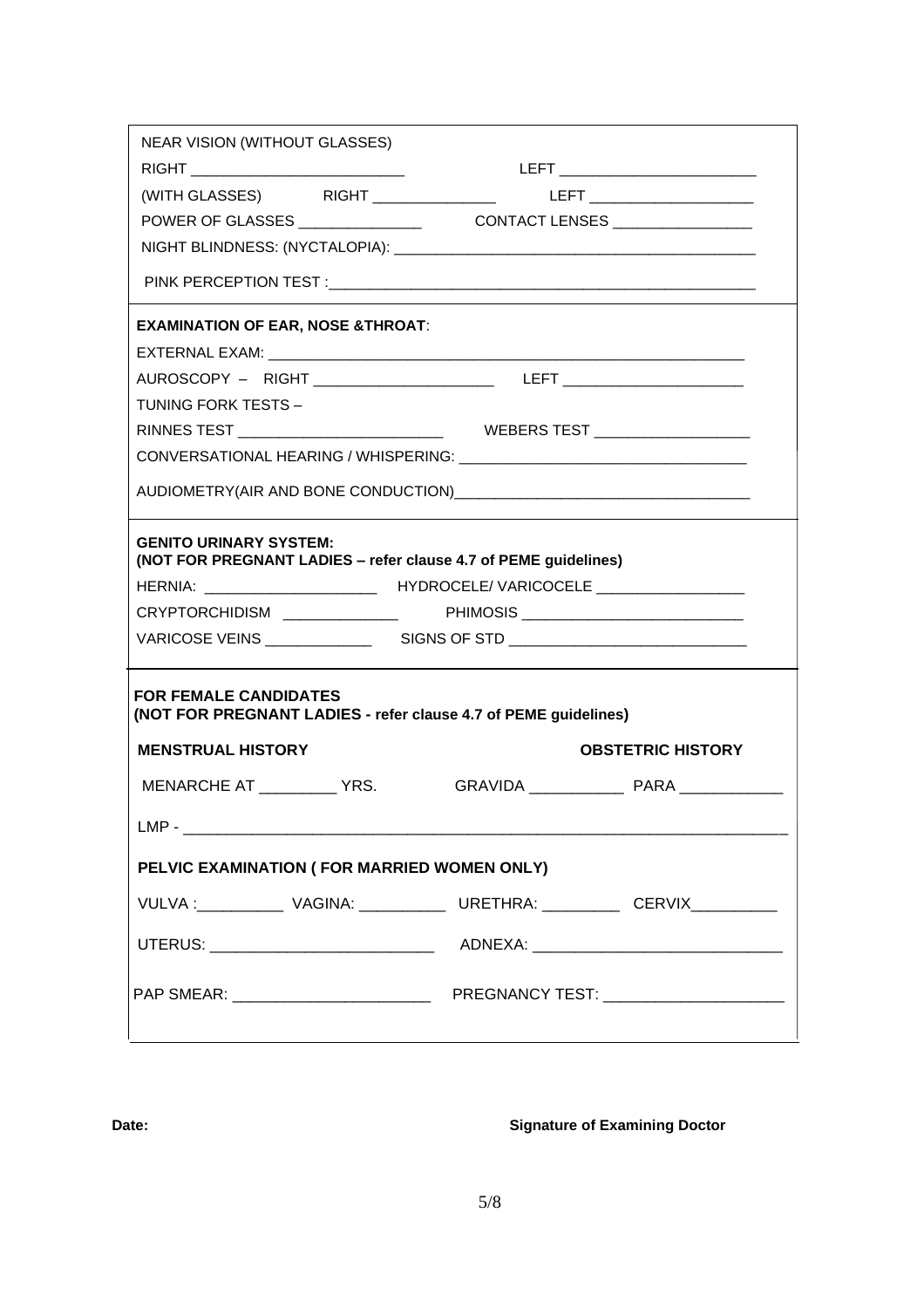NEAR VISION (WITHOUT GLASSES)

RIGHT ___________________________ LEFT _________________________

(WITH GLASSES) RIGHT _______________ LEFT ____________________

POWER OF GLASSES _______________ CONTACT LENSES _________________

NIGHT BLINDNESS: (NYCTALOPIA): ___________________________________________

PINK PERCEPTION TEST :____________________________________________________

**EXAMINATION OF EAR, NOSE &THROAT**:

EXTERNAL EXAM: ____________________________________________________________

AUROSCOPY – RIGHT ______________________ LEFT ______________________

TUNING FORK TESTS –

RINNES TEST _________________________ WEBERS TEST ___________________

CONVERSATIONAL HEARING / WHISPERING: __________________________________

AUDIOMETRY(AIR AND BONE CONDUCTION)___________________________________

**GENITO URINARY SYSTEM:**
**(NOT FOR PREGNANT LADIES – refer clause 4.7 of PEME guidelines)**

HERNIA: _____________________ HYDROCELE/ VARICOCELE __________________

CRYPTORCHIDISM ______________ PHIMOSIS __________________________

VARICOSE VEINS _____________ SIGNS OF STD ____________________________

**FOR FEMALE CANDIDATES**
**(NOT FOR PREGNANT LADIES - refer clause 4.7 of PEME guidelines)**

**MENSTRUAL HISTORY** **OBSTETRIC HISTORY**

MENARCHE AT __________ YRS. GRAVIDA ____________ PARA ____________

LMP - ___________________________________________________________________________

**PELVIC EXAMINATION ( FOR MARRIED WOMEN ONLY)**

VULVA :___________ VAGINA: ___________ URETHRA: __________ CERVIX__________

UTERUS: ___________________________ ADNEXA: _____________________________

PAP SMEAR: _______________________ PREGNANCY TEST: _____________________

**Date:** **Signature of Examining Doctor**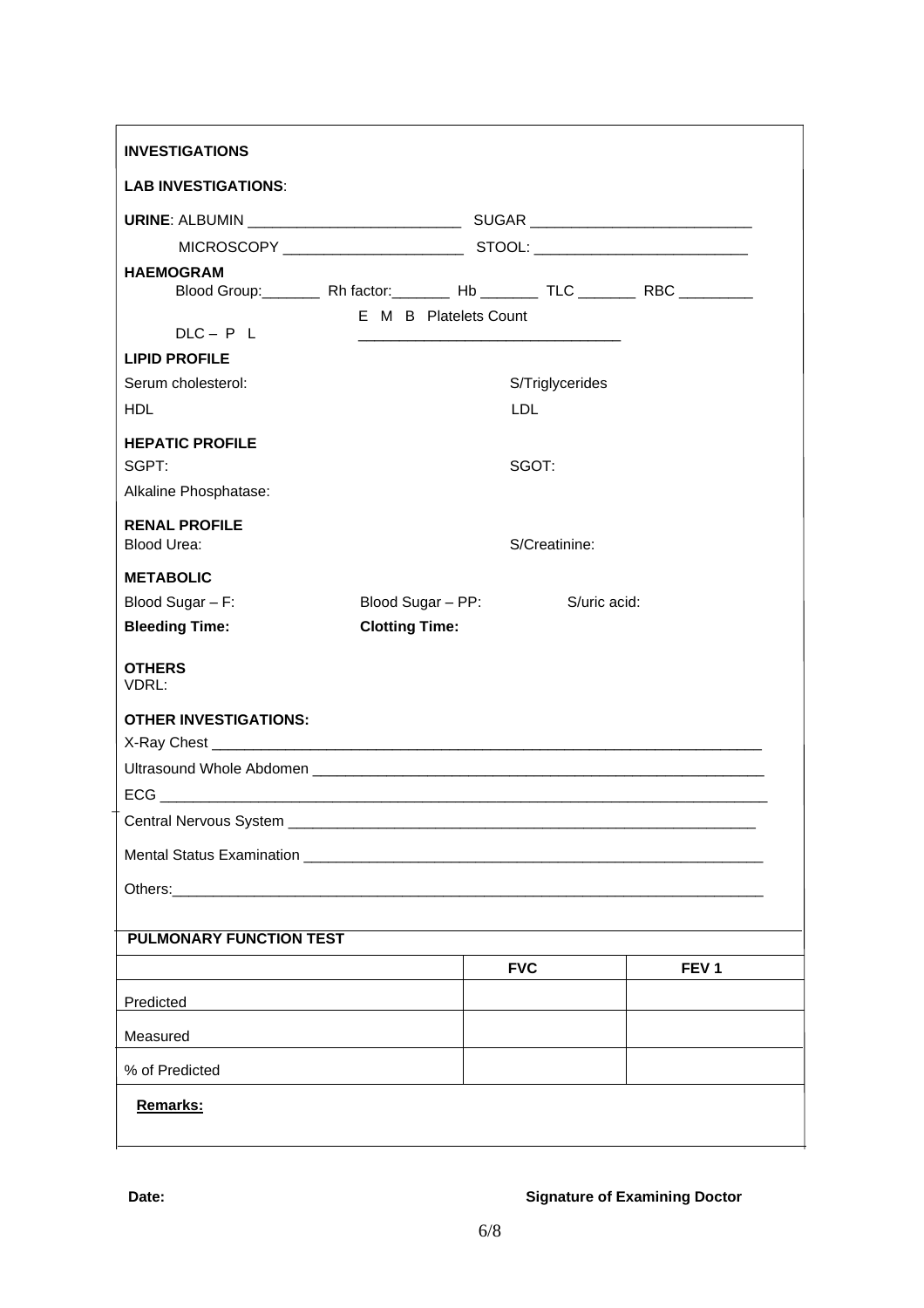**INVESTIGATIONS**

**LAB INVESTIGATIONS**:

**URINE**: ALBUMIN __________________________ SUGAR ___________________________

MICROSCOPY ______________________ STOOL: __________________________

**HAEMOGRAM**

Blood Group:_______ Rh factor:_______ Hb _______ TLC _______ RBC _________

DLC – P L E M B Platelets Count ________________________________

**LIPID PROFILE**

Serum cholesterol: S/Triglycerides

HDL LDL

**HEPATIC PROFILE**

SGPT: SGOT:

Alkaline Phosphatase:

**RENAL PROFILE**

Blood Urea: S/Creatinine:

**METABOLIC**

Blood Sugar – F: Blood Sugar – PP: S/uric acid:

**Bleeding Time:** **Clotting Time:**

**OTHERS**

VDRL:

**OTHER INVESTIGATIONS:**

X-Ray Chest ______________________________________________________________________

Ultrasound Whole Abdomen _________________________________________________________

ECG ____________________________________________________________________________

Central Nervous System ____________________________________________________________

Mental Status Examination __________________________________________________________

Others:__________________________________________________________________________

**PULMONARY FUNCTION TEST**

| | **FVC** | **FEV 1** |
|---|---|---|
| Predicted | | |
| Measured | | |
| % of Predicted | | |

**Remarks:**

**Date:** **Signature of Examining Doctor**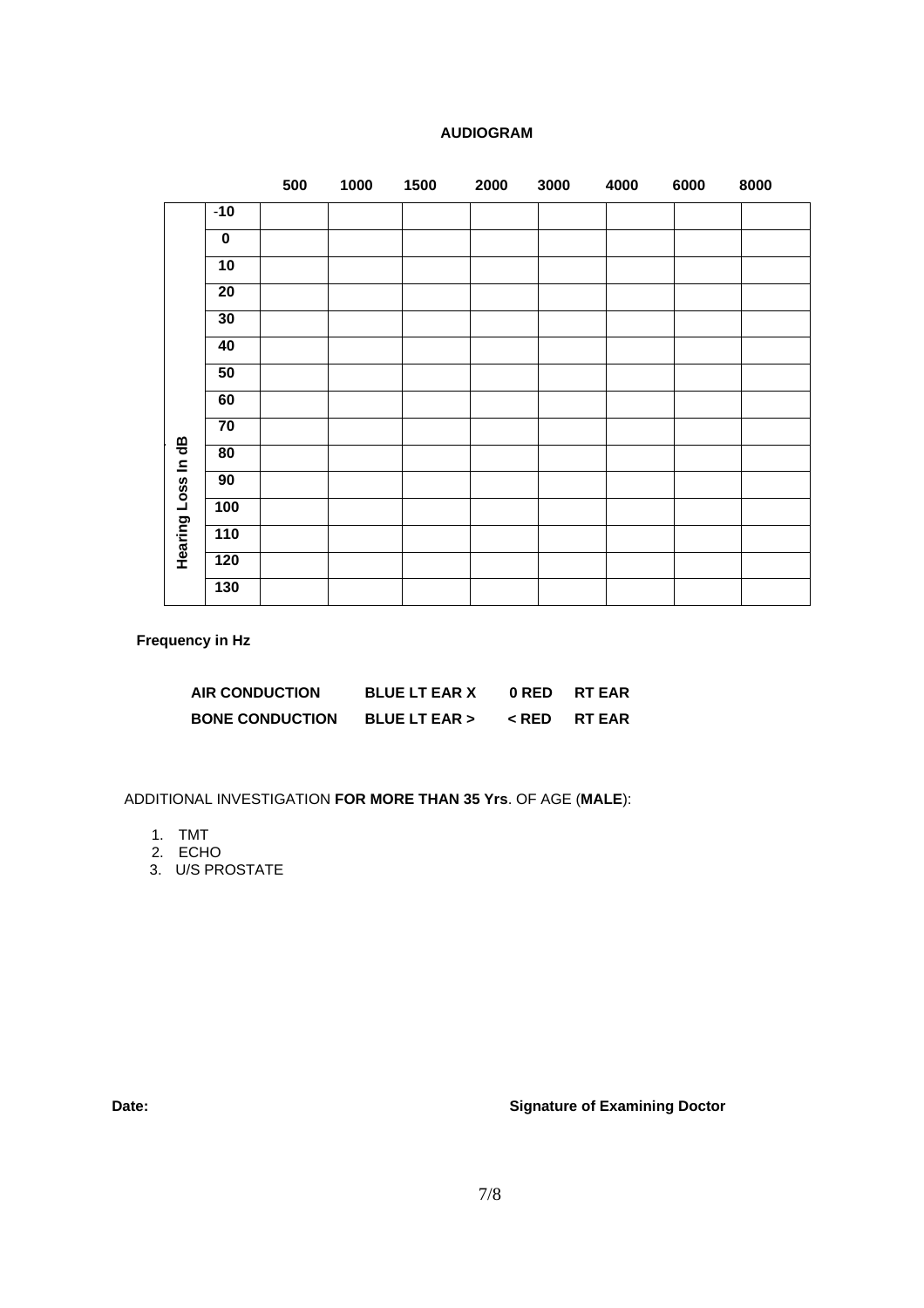## AUDIOGRAM

| Hearing Loss In dB | 500 | 1000 | 1500 | 2000 | 3000 | 4000 | 6000 | 8000 |
|---|---|---|---|---|---|---|---|---|
| -10 | | | | | | | | |
| 0 | | | | | | | | |
| 10 | | | | | | | | |
| 20 | | | | | | | | |
| 30 | | | | | | | | |
| 40 | | | | | | | | |
| 50 | | | | | | | | |
| 60 | | | | | | | | |
| 70 | | | | | | | | |
| 80 | | | | | | | | |
| 90 | | | | | | | | |
| 100 | | | | | | | | |
| 110 | | | | | | | | |
| 120 | | | | | | | | |
| 130 | | | | | | | | |

**Frequency in Hz**

| | | |
|---|---|---|
| **AIR CONDUCTION** | **BLUE LT EAR X** | **0 RED RT EAR** |
| **BONE CONDUCTION** | **BLUE LT EAR >** | **< RED RT EAR** |

ADDITIONAL INVESTIGATION **FOR MORE THAN 35 Yrs**. OF AGE (**MALE**):

1. TMT
2. ECHO
3. U/S PROSTATE

**Date:**

**Signature of Examining Doctor**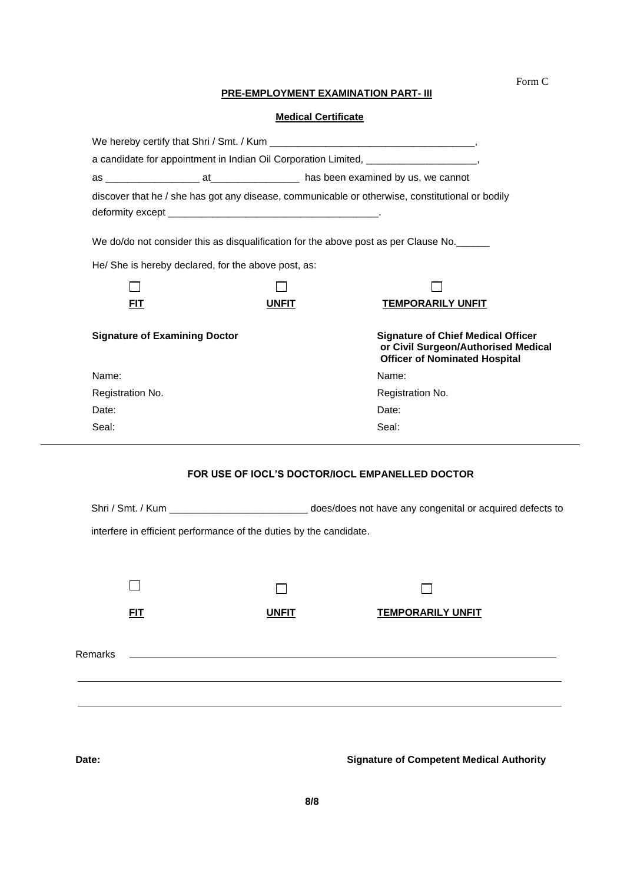Form C

## PRE-EMPLOYMENT EXAMINATION PART- III

### Medical Certificate

We hereby certify that Shri / Smt. / Kum _____________________________________,

a candidate for appointment in Indian Oil Corporation Limited, ____________________,

as _________________ at________________ has been examined by us, we cannot

discover that he / she has got any disease, communicable or otherwise, constitutional or bodily deformity except _____________________________________.

We do/do not consider this as disqualification for the above post as per Clause No.______

He/ She is hereby declared, for the above post, as:

| ☐ | ☐ | ☐ |
|---|---|---|
| **FIT** | **UNFIT** | **TEMPORARILY UNFIT** |

| | |
|---|---|
| **Signature of Examining Doctor** | **Signature of Chief Medical Officer or Civil Surgeon/Authorised Medical Officer of Nominated Hospital** |
| Name: | Name: |
| Registration No. | Registration No. |
| Date: | Date: |
| Seal: | Seal: |

---

**FOR USE OF IOCL'S DOCTOR/IOCL EMPANELLED DOCTOR**

Shri / Smt. / Kum _________________________ does/does not have any congenital or acquired defects to interfere in efficient performance of the duties by the candidate.

| ☐ | ☐ | ☐ |
|---|---|---|
| **FIT** | **UNFIT** | **TEMPORARILY UNFIT** |

Remarks ____________________________________________________________

____________________________________________________________________

____________________________________________________________________

**Date:**

**Signature of Competent Medical Authority**